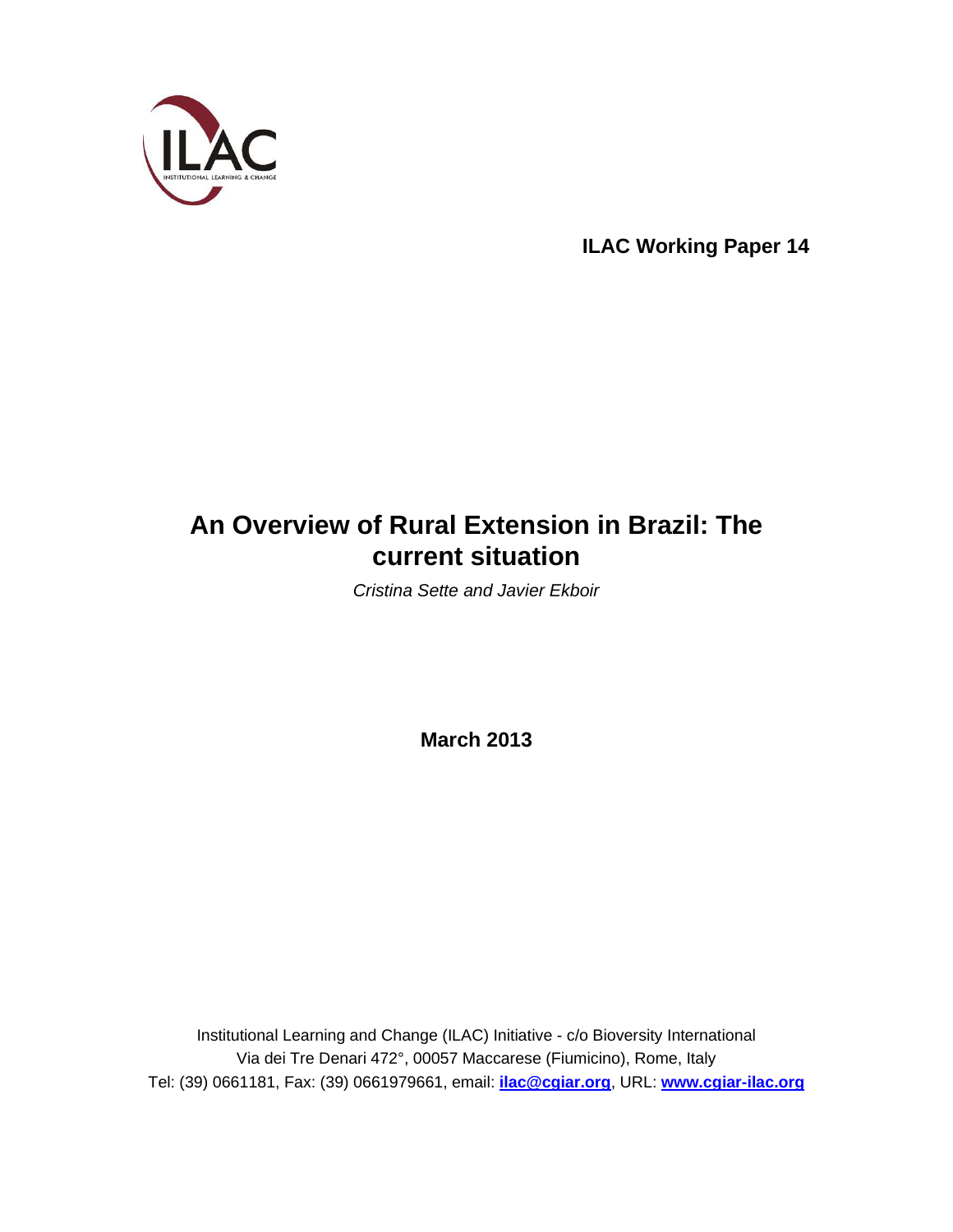**ILAC Working Paper 14**

# An Overview of Rural Extension in Brazil: The current situation

*Cristina Sette and Javier Ekboir*

**March 2013**

Institutional Learning and Change (ILAC) Initiative - c/o Bioversity International
Via dei Tre Denari 472°, 00057 Maccarese (Fiumicino), Rome, Italy
Tel: (39) 0661181, Fax: (39) 0661979661, email: **ilac@cgiar.org**, URL: **www.cgiar-ilac.org**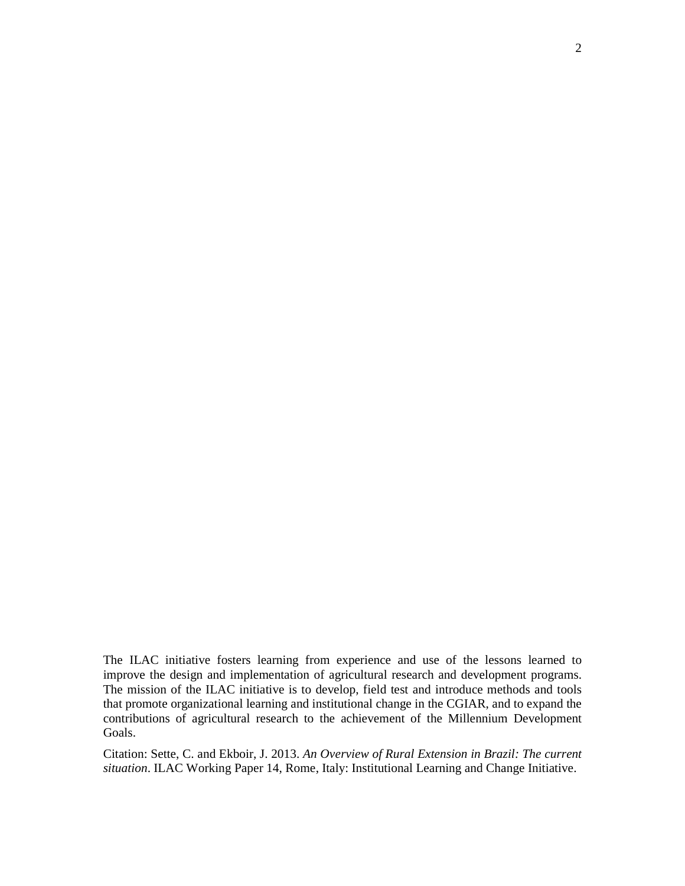The ILAC initiative fosters learning from experience and use of the lessons learned to improve the design and implementation of agricultural research and development programs. The mission of the ILAC initiative is to develop, field test and introduce methods and tools that promote organizational learning and institutional change in the CGIAR, and to expand the contributions of agricultural research to the achievement of the Millennium Development Goals.

Citation: Sette, C. and Ekboir, J. 2013. *An Overview of Rural Extension in Brazil: The current situation*. ILAC Working Paper 14, Rome, Italy: Institutional Learning and Change Initiative.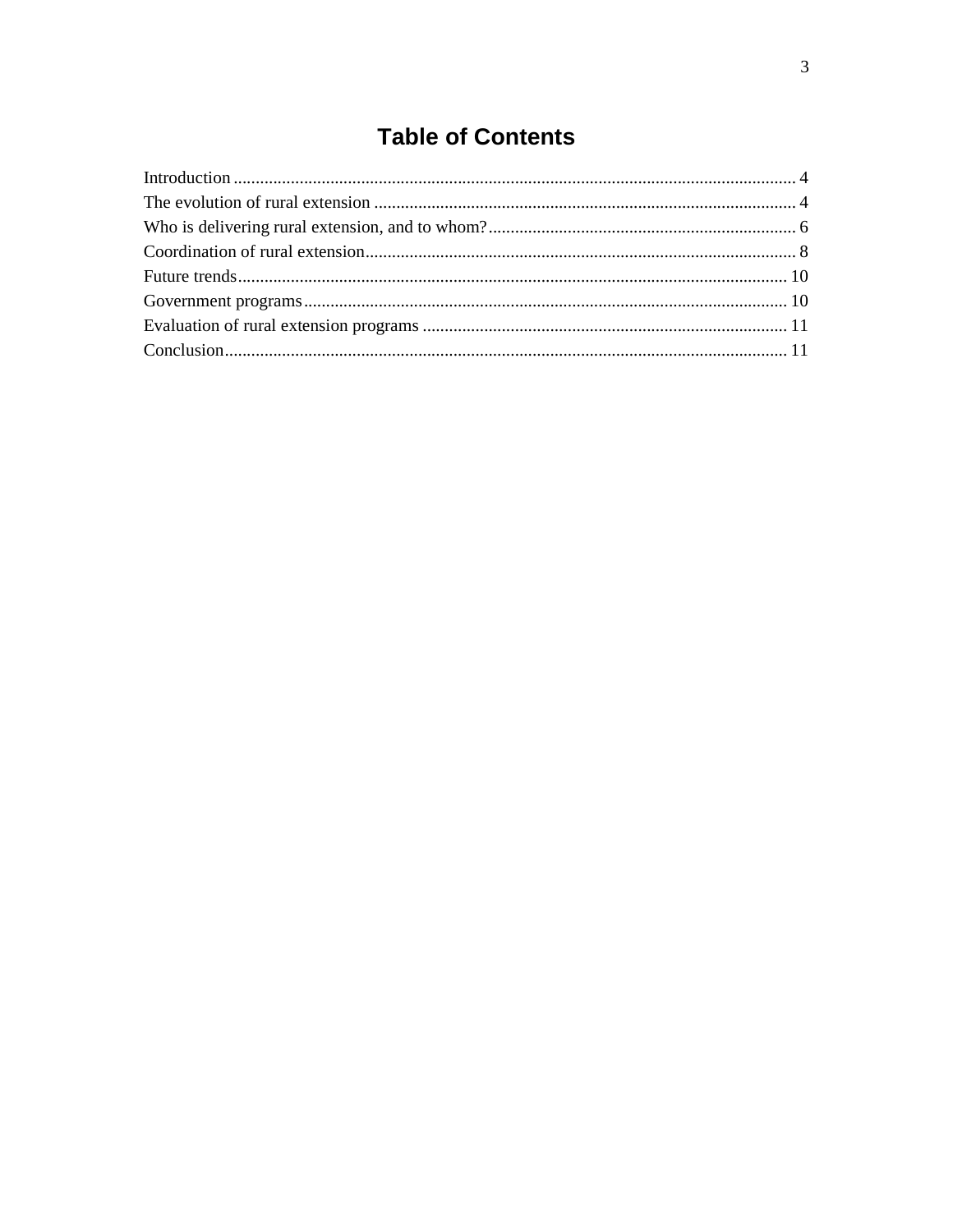# Table of Contents

Introduction ................................................................................................................................ 4
The evolution of rural extension ................................................................................................ 4
Who is delivering rural extension, and to whom? ...................................................................... 6
Coordination of rural extension .................................................................................................. 8
Future trends ............................................................................................................................ 10
Government programs ............................................................................................................. 10
Evaluation of rural extension programs ................................................................................... 11
Conclusion ................................................................................................................................ 11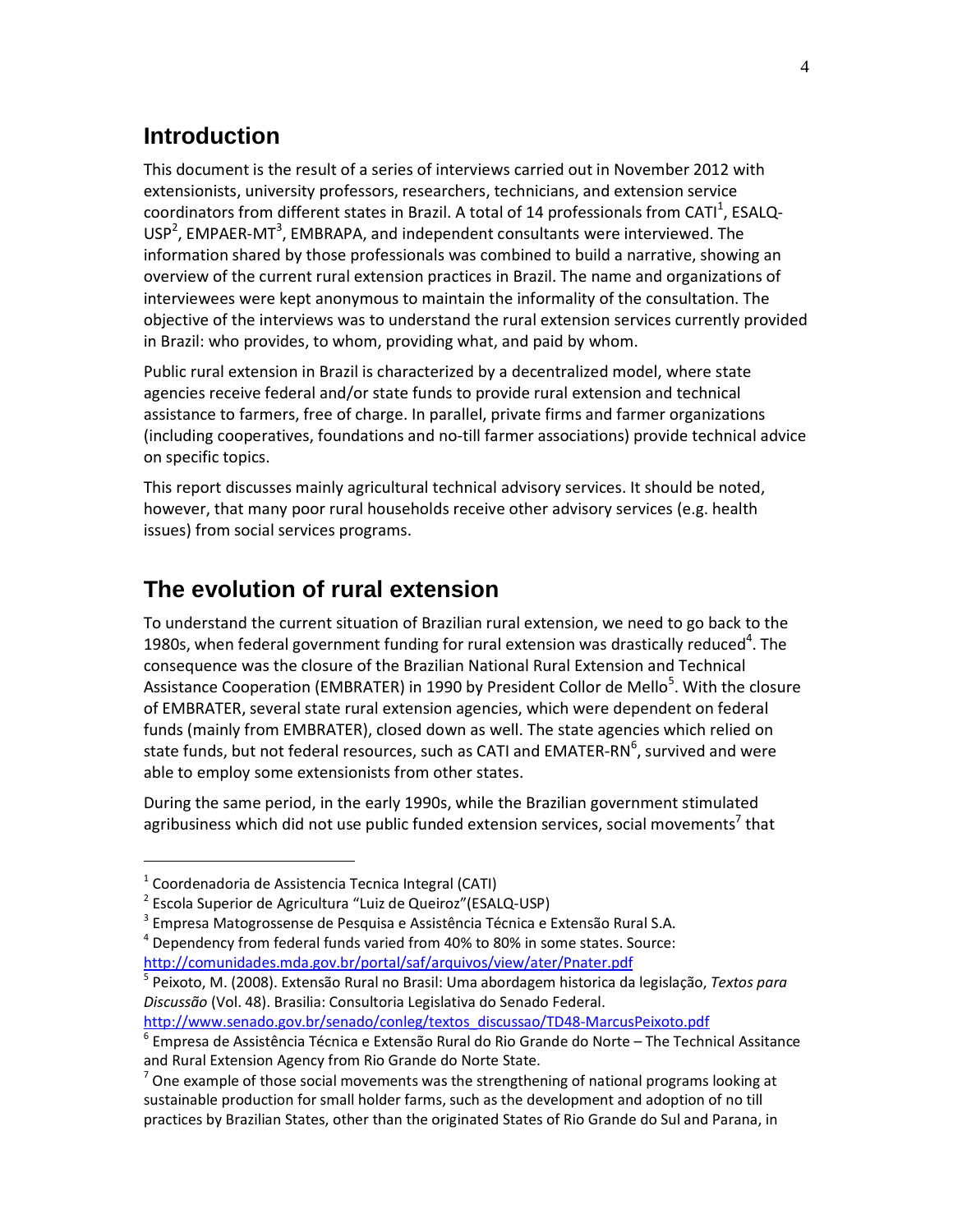## Introduction

This document is the result of a series of interviews carried out in November 2012 with extensionists, university professors, researchers, technicians, and extension service coordinators from different states in Brazil. A total of 14 professionals from CATI[1], ESALQ-USP[2], EMPAER-MT[3], EMBRAPA, and independent consultants were interviewed. The information shared by those professionals was combined to build a narrative, showing an overview of the current rural extension practices in Brazil. The name and organizations of interviewees were kept anonymous to maintain the informality of the consultation. The objective of the interviews was to understand the rural extension services currently provided in Brazil: who provides, to whom, providing what, and paid by whom.

Public rural extension in Brazil is characterized by a decentralized model, where state agencies receive federal and/or state funds to provide rural extension and technical assistance to farmers, free of charge. In parallel, private firms and farmer organizations (including cooperatives, foundations and no-till farmer associations) provide technical advice on specific topics.

This report discusses mainly agricultural technical advisory services. It should be noted, however, that many poor rural households receive other advisory services (e.g. health issues) from social services programs.

## The evolution of rural extension

To understand the current situation of Brazilian rural extension, we need to go back to the 1980s, when federal government funding for rural extension was drastically reduced[4]. The consequence was the closure of the Brazilian National Rural Extension and Technical Assistance Cooperation (EMBRATER) in 1990 by President Collor de Mello[5]. With the closure of EMBRATER, several state rural extension agencies, which were dependent on federal funds (mainly from EMBRATER), closed down as well. The state agencies which relied on state funds, but not federal resources, such as CATI and EMATER-RN[6], survived and were able to employ some extensionists from other states.

During the same period, in the early 1990s, while the Brazilian government stimulated agribusiness which did not use public funded extension services, social movements[7] that

---

[1] Coordenadoria de Assistencia Tecnica Integral (CATI)

[2] Escola Superior de Agricultura "Luiz de Queiroz"(ESALQ-USP)

[3] Empresa Matogrossense de Pesquisa e Assistência Técnica e Extensão Rural S.A.

[4] Dependency from federal funds varied from 40% to 80% in some states. Source: http://comunidades.mda.gov.br/portal/saf/arquivos/view/ater/Pnater.pdf

[5] Peixoto, M. (2008). Extensão Rural no Brasil: Uma abordagem historica da legislação, *Textos para Discussão* (Vol. 48). Brasilia: Consultoria Legislativa do Senado Federal. http://www.senado.gov.br/senado/conleg/textos_discussao/TD48-MarcusPeixoto.pdf

[6] Empresa de Assistência Técnica e Extensão Rural do Rio Grande do Norte – The Technical Assitance and Rural Extension Agency from Rio Grande do Norte State.

[7] One example of those social movements was the strengthening of national programs looking at sustainable production for small holder farms, such as the development and adoption of no till practices by Brazilian States, other than the originated States of Rio Grande do Sul and Parana, in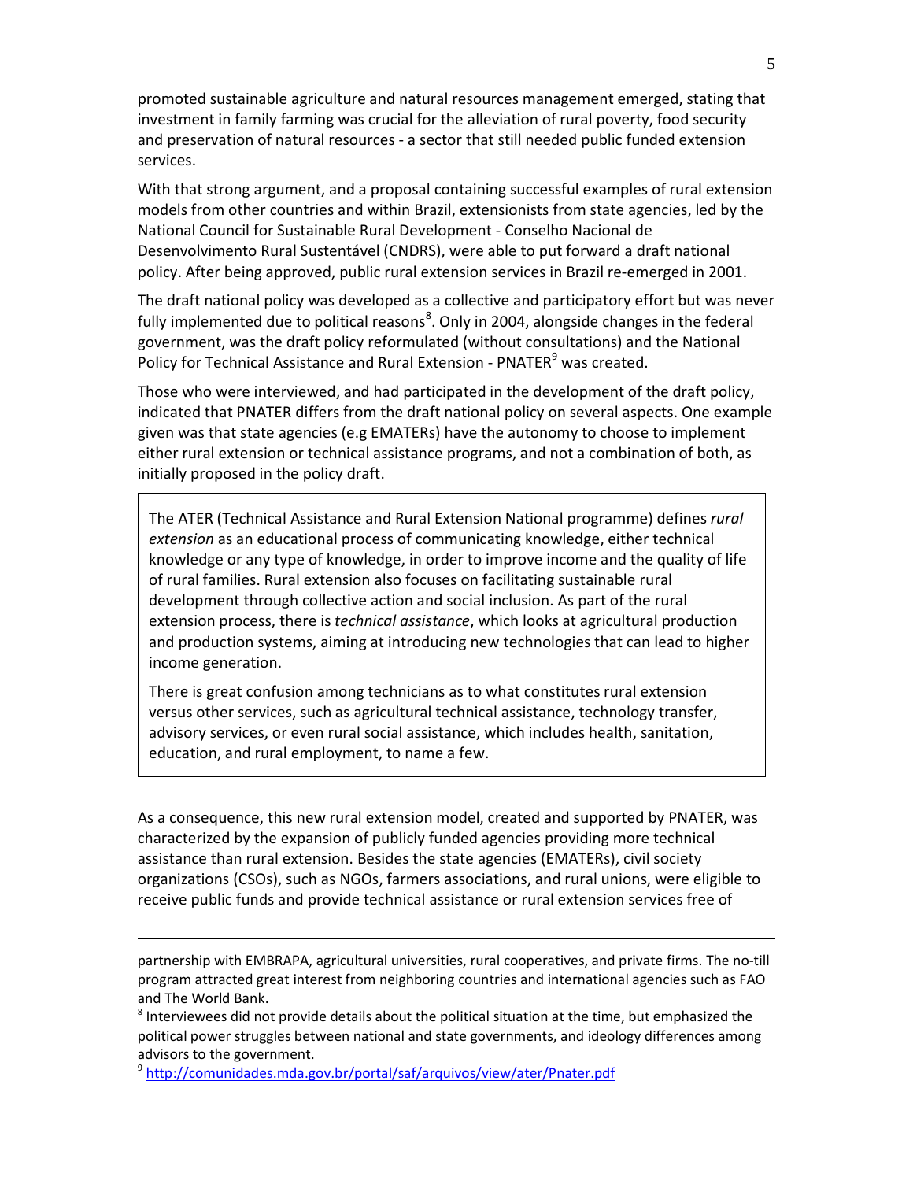promoted sustainable agriculture and natural resources management emerged, stating that investment in family farming was crucial for the alleviation of rural poverty, food security and preservation of natural resources - a sector that still needed public funded extension services.

With that strong argument, and a proposal containing successful examples of rural extension models from other countries and within Brazil, extensionists from state agencies, led by the National Council for Sustainable Rural Development - Conselho Nacional de Desenvolvimento Rural Sustentável (CNDRS), were able to put forward a draft national policy. After being approved, public rural extension services in Brazil re-emerged in 2001.

The draft national policy was developed as a collective and participatory effort but was never fully implemented due to political reasons[8]. Only in 2004, alongside changes in the federal government, was the draft policy reformulated (without consultations) and the National Policy for Technical Assistance and Rural Extension - PNATER[9] was created.

Those who were interviewed, and had participated in the development of the draft policy, indicated that PNATER differs from the draft national policy on several aspects. One example given was that state agencies (e.g EMATERs) have the autonomy to choose to implement either rural extension or technical assistance programs, and not a combination of both, as initially proposed in the policy draft.

> The ATER (Technical Assistance and Rural Extension National programme) defines *rural extension* as an educational process of communicating knowledge, either technical knowledge or any type of knowledge, in order to improve income and the quality of life of rural families. Rural extension also focuses on facilitating sustainable rural development through collective action and social inclusion. As part of the rural extension process, there is *technical assistance*, which looks at agricultural production and production systems, aiming at introducing new technologies that can lead to higher income generation.
>
> There is great confusion among technicians as to what constitutes rural extension versus other services, such as agricultural technical assistance, technology transfer, advisory services, or even rural social assistance, which includes health, sanitation, education, and rural employment, to name a few.

As a consequence, this new rural extension model, created and supported by PNATER, was characterized by the expansion of publicly funded agencies providing more technical assistance than rural extension. Besides the state agencies (EMATERs), civil society organizations (CSOs), such as NGOs, farmers associations, and rural unions, were eligible to receive public funds and provide technical assistance or rural extension services free of

---

partnership with EMBRAPA, agricultural universities, rural cooperatives, and private firms. The no-till program attracted great interest from neighboring countries and international agencies such as FAO and The World Bank.

[8] Interviewees did not provide details about the political situation at the time, but emphasized the political power struggles between national and state governments, and ideology differences among advisors to the government.

[9] http://comunidades.mda.gov.br/portal/saf/arquivos/view/ater/Pnater.pdf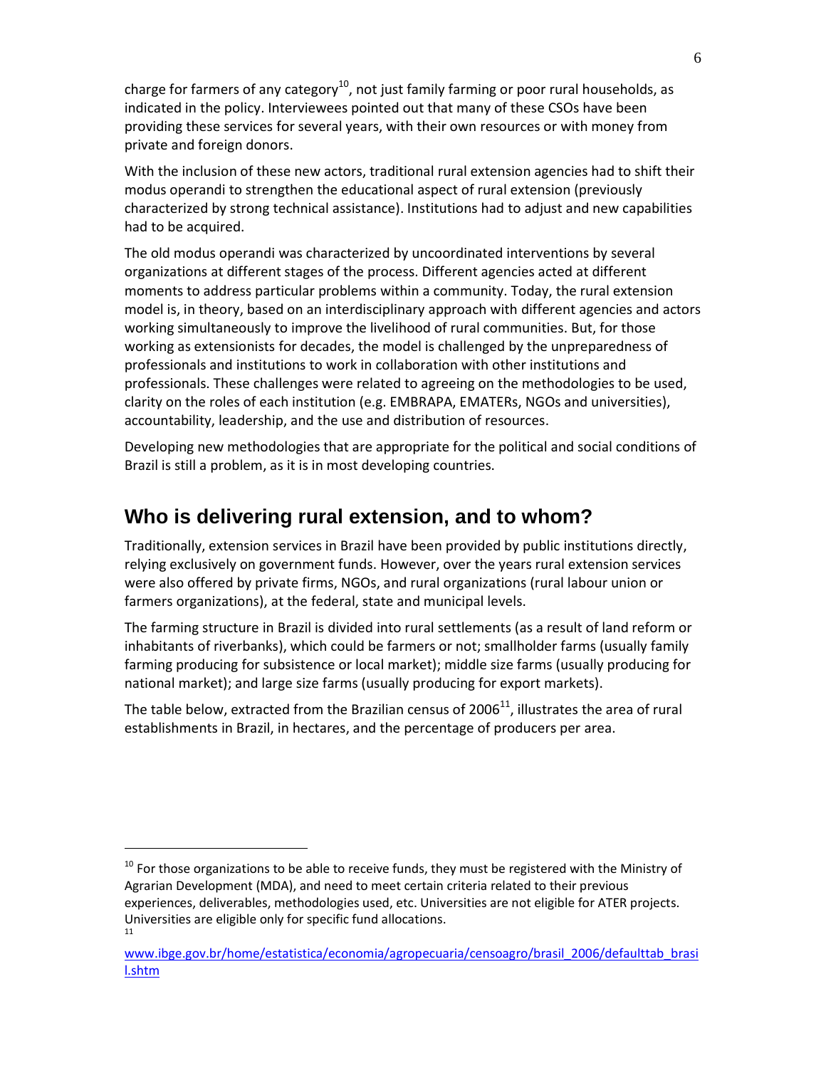charge for farmers of any category[10], not just family farming or poor rural households, as indicated in the policy. Interviewees pointed out that many of these CSOs have been providing these services for several years, with their own resources or with money from private and foreign donors.

With the inclusion of these new actors, traditional rural extension agencies had to shift their modus operandi to strengthen the educational aspect of rural extension (previously characterized by strong technical assistance). Institutions had to adjust and new capabilities had to be acquired.

The old modus operandi was characterized by uncoordinated interventions by several organizations at different stages of the process. Different agencies acted at different moments to address particular problems within a community. Today, the rural extension model is, in theory, based on an interdisciplinary approach with different agencies and actors working simultaneously to improve the livelihood of rural communities. But, for those working as extensionists for decades, the model is challenged by the unpreparedness of professionals and institutions to work in collaboration with other institutions and professionals. These challenges were related to agreeing on the methodologies to be used, clarity on the roles of each institution (e.g. EMBRAPA, EMATERs, NGOs and universities), accountability, leadership, and the use and distribution of resources.

Developing new methodologies that are appropriate for the political and social conditions of Brazil is still a problem, as it is in most developing countries.

## Who is delivering rural extension, and to whom?

Traditionally, extension services in Brazil have been provided by public institutions directly, relying exclusively on government funds. However, over the years rural extension services were also offered by private firms, NGOs, and rural organizations (rural labour union or farmers organizations), at the federal, state and municipal levels.

The farming structure in Brazil is divided into rural settlements (as a result of land reform or inhabitants of riverbanks), which could be farmers or not; smallholder farms (usually family farming producing for subsistence or local market); middle size farms (usually producing for national market); and large size farms (usually producing for export markets).

The table below, extracted from the Brazilian census of 2006[11], illustrates the area of rural establishments in Brazil, in hectares, and the percentage of producers per area.

---

[10] For those organizations to be able to receive funds, they must be registered with the Ministry of Agrarian Development (MDA), and need to meet certain criteria related to their previous experiences, deliverables, methodologies used, etc. Universities are not eligible for ATER projects. Universities are eligible only for specific fund allocations.

[11] www.ibge.gov.br/home/estatistica/economia/agropecuaria/censoagro/brasil_2006/defaulttab_brasil.shtm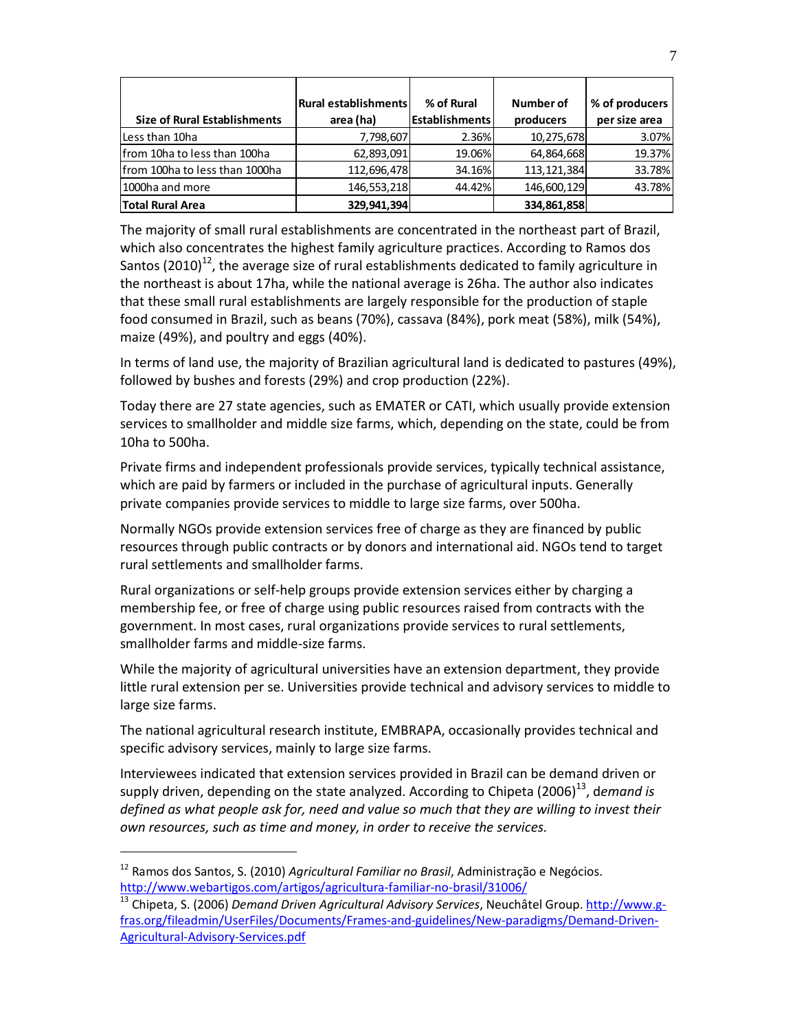| Size of Rural Establishments | Rural establishments area (ha) | % of Rural Establishments | Number of producers | % of producers per size area |
|---|---|---|---|---|
| Less than 10ha | 7,798,607 | 2.36% | 10,275,678 | 3.07% |
| from 10ha to less than 100ha | 62,893,091 | 19.06% | 64,864,668 | 19.37% |
| from 100ha to less than 1000ha | 112,696,478 | 34.16% | 113,121,384 | 33.78% |
| 1000ha and more | 146,553,218 | 44.42% | 146,600,129 | 43.78% |
| **Total Rural Area** | **329,941,394** | | **334,861,858** | |

The majority of small rural establishments are concentrated in the northeast part of Brazil, which also concentrates the highest family agriculture practices. According to Ramos dos Santos (2010)[12], the average size of rural establishments dedicated to family agriculture in the northeast is about 17ha, while the national average is 26ha. The author also indicates that these small rural establishments are largely responsible for the production of staple food consumed in Brazil, such as beans (70%), cassava (84%), pork meat (58%), milk (54%), maize (49%), and poultry and eggs (40%).

In terms of land use, the majority of Brazilian agricultural land is dedicated to pastures (49%), followed by bushes and forests (29%) and crop production (22%).

Today there are 27 state agencies, such as EMATER or CATI, which usually provide extension services to smallholder and middle size farms, which, depending on the state, could be from 10ha to 500ha.

Private firms and independent professionals provide services, typically technical assistance, which are paid by farmers or included in the purchase of agricultural inputs. Generally private companies provide services to middle to large size farms, over 500ha.

Normally NGOs provide extension services free of charge as they are financed by public resources through public contracts or by donors and international aid. NGOs tend to target rural settlements and smallholder farms.

Rural organizations or self-help groups provide extension services either by charging a membership fee, or free of charge using public resources raised from contracts with the government. In most cases, rural organizations provide services to rural settlements, smallholder farms and middle-size farms.

While the majority of agricultural universities have an extension department, they provide little rural extension per se. Universities provide technical and advisory services to middle to large size farms.

The national agricultural research institute, EMBRAPA, occasionally provides technical and specific advisory services, mainly to large size farms.

Interviewees indicated that extension services provided in Brazil can be demand driven or supply driven, depending on the state analyzed. According to Chipeta (2006)[13], d*emand is defined as what people ask for, need and value so much that they are willing to invest their own resources, such as time and money, in order to receive the services.*

---

[12] Ramos dos Santos, S. (2010) *Agricultural Familiar no Brasil*, Administração e Negócios. http://www.webartigos.com/artigos/agricultura-familiar-no-brasil/31006/

[13] Chipeta, S. (2006) *Demand Driven Agricultural Advisory Services*, Neuchâtel Group. http://www.g-fras.org/fileadmin/UserFiles/Documents/Frames-and-guidelines/New-paradigms/Demand-Driven-Agricultural-Advisory-Services.pdf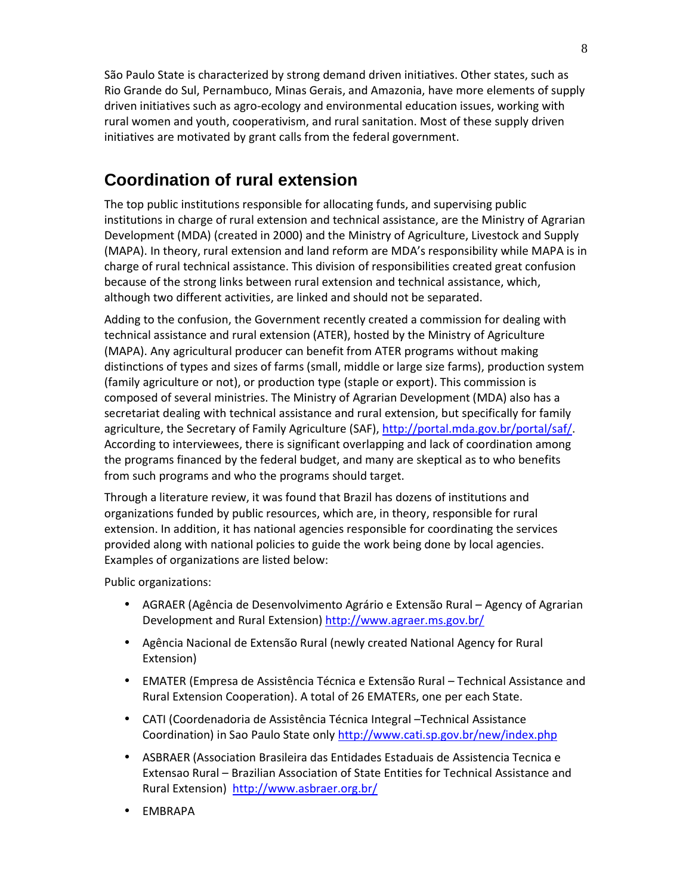São Paulo State is characterized by strong demand driven initiatives. Other states, such as Rio Grande do Sul, Pernambuco, Minas Gerais, and Amazonia, have more elements of supply driven initiatives such as agro-ecology and environmental education issues, working with rural women and youth, cooperativism, and rural sanitation. Most of these supply driven initiatives are motivated by grant calls from the federal government.

## Coordination of rural extension

The top public institutions responsible for allocating funds, and supervising public institutions in charge of rural extension and technical assistance, are the Ministry of Agrarian Development (MDA) (created in 2000) and the Ministry of Agriculture, Livestock and Supply (MAPA). In theory, rural extension and land reform are MDA's responsibility while MAPA is in charge of rural technical assistance. This division of responsibilities created great confusion because of the strong links between rural extension and technical assistance, which, although two different activities, are linked and should not be separated.

Adding to the confusion, the Government recently created a commission for dealing with technical assistance and rural extension (ATER), hosted by the Ministry of Agriculture (MAPA). Any agricultural producer can benefit from ATER programs without making distinctions of types and sizes of farms (small, middle or large size farms), production system (family agriculture or not), or production type (staple or export). This commission is composed of several ministries. The Ministry of Agrarian Development (MDA) also has a secretariat dealing with technical assistance and rural extension, but specifically for family agriculture, the Secretary of Family Agriculture (SAF), http://portal.mda.gov.br/portal/saf/. According to interviewees, there is significant overlapping and lack of coordination among the programs financed by the federal budget, and many are skeptical as to who benefits from such programs and who the programs should target.

Through a literature review, it was found that Brazil has dozens of institutions and organizations funded by public resources, which are, in theory, responsible for rural extension. In addition, it has national agencies responsible for coordinating the services provided along with national policies to guide the work being done by local agencies. Examples of organizations are listed below:

Public organizations:

- AGRAER (Agência de Desenvolvimento Agrário e Extensão Rural – Agency of Agrarian Development and Rural Extension) http://www.agraer.ms.gov.br/
- Agência Nacional de Extensão Rural (newly created National Agency for Rural Extension)
- EMATER (Empresa de Assistência Técnica e Extensão Rural – Technical Assistance and Rural Extension Cooperation). A total of 26 EMATERs, one per each State.
- CATI (Coordenadoria de Assistência Técnica Integral –Technical Assistance Coordination) in Sao Paulo State only http://www.cati.sp.gov.br/new/index.php
- ASBRAER (Association Brasileira das Entidades Estaduais de Assistencia Tecnica e Extensao Rural – Brazilian Association of State Entities for Technical Assistance and Rural Extension) http://www.asbraer.org.br/
- EMBRAPA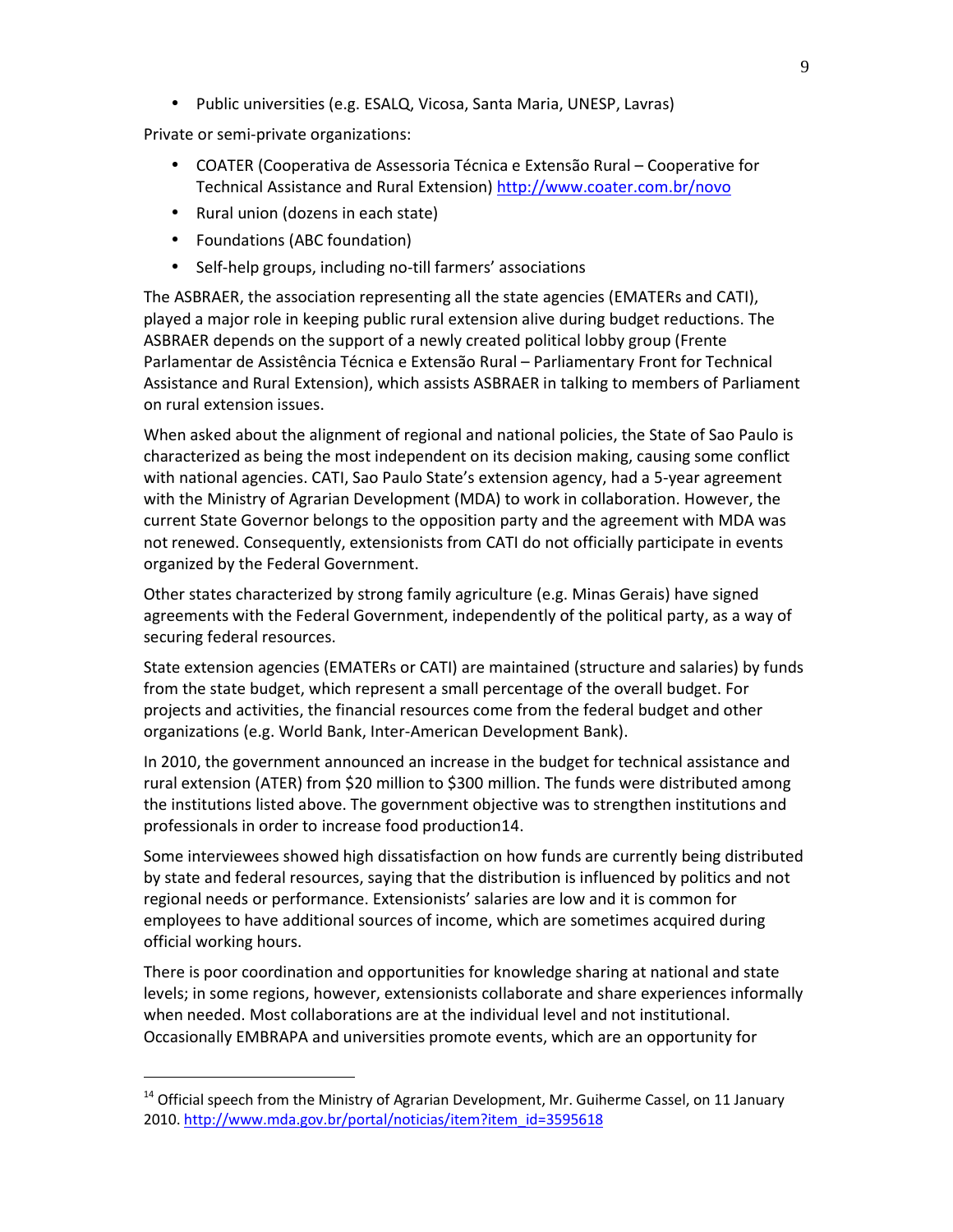- Public universities (e.g. ESALQ, Vicosa, Santa Maria, UNESP, Lavras)

Private or semi-private organizations:

- COATER (Cooperativa de Assessoria Técnica e Extensão Rural – Cooperative for Technical Assistance and Rural Extension) http://www.coater.com.br/novo
- Rural union (dozens in each state)
- Foundations (ABC foundation)
- Self-help groups, including no-till farmers' associations

The ASBRAER, the association representing all the state agencies (EMATERs and CATI), played a major role in keeping public rural extension alive during budget reductions. The ASBRAER depends on the support of a newly created political lobby group (Frente Parlamentar de Assistência Técnica e Extensão Rural – Parliamentary Front for Technical Assistance and Rural Extension), which assists ASBRAER in talking to members of Parliament on rural extension issues.

When asked about the alignment of regional and national policies, the State of Sao Paulo is characterized as being the most independent on its decision making, causing some conflict with national agencies. CATI, Sao Paulo State's extension agency, had a 5-year agreement with the Ministry of Agrarian Development (MDA) to work in collaboration. However, the current State Governor belongs to the opposition party and the agreement with MDA was not renewed. Consequently, extensionists from CATI do not officially participate in events organized by the Federal Government.

Other states characterized by strong family agriculture (e.g. Minas Gerais) have signed agreements with the Federal Government, independently of the political party, as a way of securing federal resources.

State extension agencies (EMATERs or CATI) are maintained (structure and salaries) by funds from the state budget, which represent a small percentage of the overall budget. For projects and activities, the financial resources come from the federal budget and other organizations (e.g. World Bank, Inter-American Development Bank).

In 2010, the government announced an increase in the budget for technical assistance and rural extension (ATER) from $20 million to $300 million. The funds were distributed among the institutions listed above. The government objective was to strengthen institutions and professionals in order to increase food production[14].

Some interviewees showed high dissatisfaction on how funds are currently being distributed by state and federal resources, saying that the distribution is influenced by politics and not regional needs or performance. Extensionists' salaries are low and it is common for employees to have additional sources of income, which are sometimes acquired during official working hours.

There is poor coordination and opportunities for knowledge sharing at national and state levels; in some regions, however, extensionists collaborate and share experiences informally when needed. Most collaborations are at the individual level and not institutional. Occasionally EMBRAPA and universities promote events, which are an opportunity for

---

[14] Official speech from the Ministry of Agrarian Development, Mr. Guiherme Cassel, on 11 January 2010. http://www.mda.gov.br/portal/noticias/item?item_id=3595618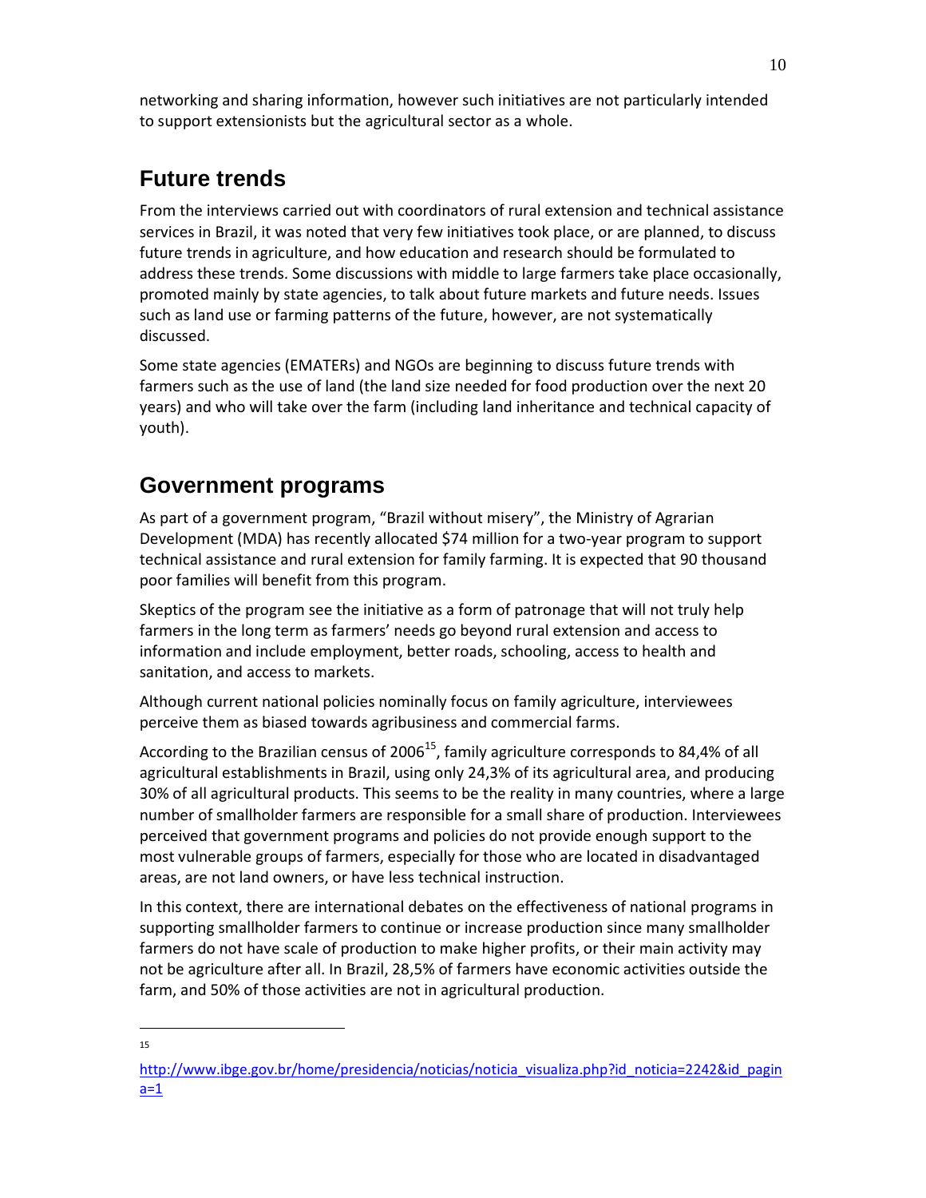networking and sharing information, however such initiatives are not particularly intended to support extensionists but the agricultural sector as a whole.

## Future trends

From the interviews carried out with coordinators of rural extension and technical assistance services in Brazil, it was noted that very few initiatives took place, or are planned, to discuss future trends in agriculture, and how education and research should be formulated to address these trends. Some discussions with middle to large farmers take place occasionally, promoted mainly by state agencies, to talk about future markets and future needs. Issues such as land use or farming patterns of the future, however, are not systematically discussed.

Some state agencies (EMATERs) and NGOs are beginning to discuss future trends with farmers such as the use of land (the land size needed for food production over the next 20 years) and who will take over the farm (including land inheritance and technical capacity of youth).

## Government programs

As part of a government program, "Brazil without misery", the Ministry of Agrarian Development (MDA) has recently allocated $74 million for a two-year program to support technical assistance and rural extension for family farming. It is expected that 90 thousand poor families will benefit from this program.

Skeptics of the program see the initiative as a form of patronage that will not truly help farmers in the long term as farmers' needs go beyond rural extension and access to information and include employment, better roads, schooling, access to health and sanitation, and access to markets.

Although current national policies nominally focus on family agriculture, interviewees perceive them as biased towards agribusiness and commercial farms.

According to the Brazilian census of 2006[15], family agriculture corresponds to 84,4% of all agricultural establishments in Brazil, using only 24,3% of its agricultural area, and producing 30% of all agricultural products. This seems to be the reality in many countries, where a large number of smallholder farmers are responsible for a small share of production. Interviewees perceived that government programs and policies do not provide enough support to the most vulnerable groups of farmers, especially for those who are located in disadvantaged areas, are not land owners, or have less technical instruction.

In this context, there are international debates on the effectiveness of national programs in supporting smallholder farmers to continue or increase production since many smallholder farmers do not have scale of production to make higher profits, or their main activity may not be agriculture after all. In Brazil, 28,5% of farmers have economic activities outside the farm, and 50% of those activities are not in agricultural production.

---

[15] http://www.ibge.gov.br/home/presidencia/noticias/noticia_visualiza.php?id_noticia=2242&id_pagina=1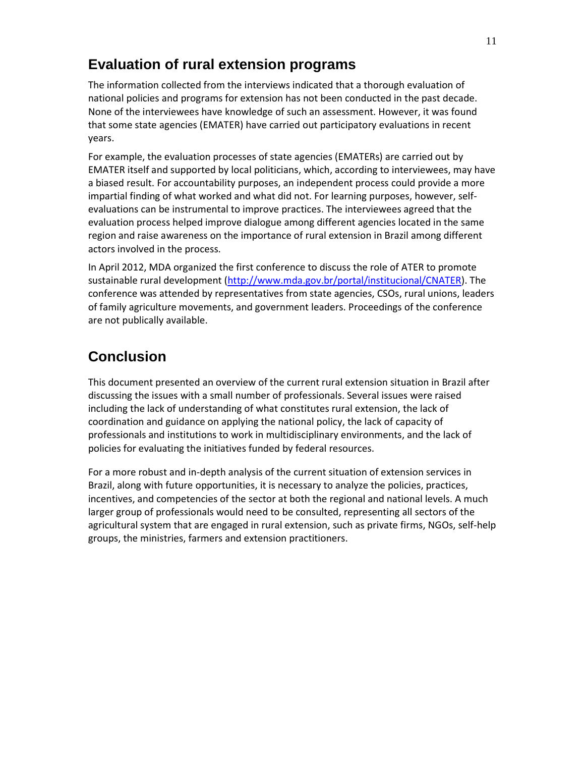## Evaluation of rural extension programs

The information collected from the interviews indicated that a thorough evaluation of national policies and programs for extension has not been conducted in the past decade. None of the interviewees have knowledge of such an assessment. However, it was found that some state agencies (EMATER) have carried out participatory evaluations in recent years.

For example, the evaluation processes of state agencies (EMATERs) are carried out by EMATER itself and supported by local politicians, which, according to interviewees, may have a biased result. For accountability purposes, an independent process could provide a more impartial finding of what worked and what did not. For learning purposes, however, self-evaluations can be instrumental to improve practices. The interviewees agreed that the evaluation process helped improve dialogue among different agencies located in the same region and raise awareness on the importance of rural extension in Brazil among different actors involved in the process.

In April 2012, MDA organized the first conference to discuss the role of ATER to promote sustainable rural development (http://www.mda.gov.br/portal/institucional/CNATER). The conference was attended by representatives from state agencies, CSOs, rural unions, leaders of family agriculture movements, and government leaders. Proceedings of the conference are not publically available.

## Conclusion

This document presented an overview of the current rural extension situation in Brazil after discussing the issues with a small number of professionals. Several issues were raised including the lack of understanding of what constitutes rural extension, the lack of coordination and guidance on applying the national policy, the lack of capacity of professionals and institutions to work in multidisciplinary environments, and the lack of policies for evaluating the initiatives funded by federal resources.

For a more robust and in-depth analysis of the current situation of extension services in Brazil, along with future opportunities, it is necessary to analyze the policies, practices, incentives, and competencies of the sector at both the regional and national levels. A much larger group of professionals would need to be consulted, representing all sectors of the agricultural system that are engaged in rural extension, such as private firms, NGOs, self-help groups, the ministries, farmers and extension practitioners.